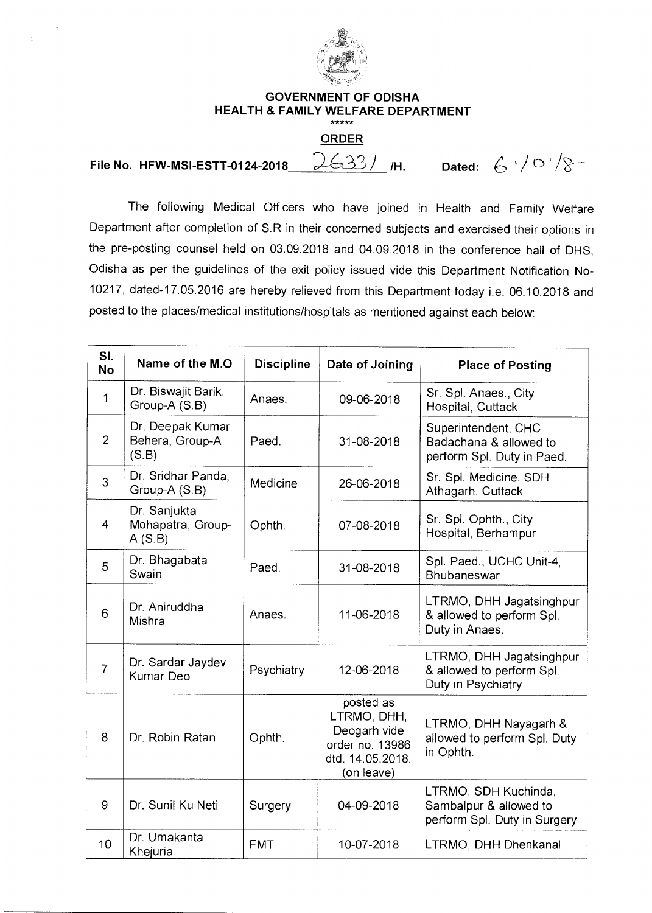# GOVERNMENT OF ODISHA
## HEALTH & FAMILY WELFARE DEPARTMENT

\*\*\*\*\*

### ORDER

**File No. HFW-MSI-ESTT-0124-2018 26331 /H.** **Dated: 6/10/18**

The following Medical Officers who have joined in Health and Family Welfare Department after completion of S.R in their concerned subjects and exercised their options in the pre-posting counsel held on 03.09.2018 and 04.09.2018 in the conference hall of DHS, Odisha as per the guidelines of the exit policy issued vide this Department Notification No-10217, dated-17.05.2016 are hereby relieved from this Department today i.e. 06.10.2018 and posted to the places/medical institutions/hospitals as mentioned against each below:

| Sl. No | Name of the M.O | Discipline | Date of Joining | Place of Posting |
|---|---|---|---|---|
| 1 | Dr. Biswajit Barik, Group-A (S.B) | Anaes. | 09-06-2018 | Sr. Spl. Anaes., City Hospital, Cuttack |
| 2 | Dr. Deepak Kumar Behera, Group-A (S.B) | Paed. | 31-08-2018 | Superintendent, CHC Badachana & allowed to perform Spl. Duty in Paed. |
| 3 | Dr. Sridhar Panda, Group-A (S.B) | Medicine | 26-06-2018 | Sr. Spl. Medicine, SDH Athagarh, Cuttack |
| 4 | Dr. Sanjukta Mohapatra, Group-A (S.B) | Ophth. | 07-08-2018 | Sr. Spl. Ophth., City Hospital, Berhampur |
| 5 | Dr. Bhagabata Swain | Paed. | 31-08-2018 | Spl. Paed., UCHC Unit-4, Bhubaneswar |
| 6 | Dr. Aniruddha Mishra | Anaes. | 11-06-2018 | LTRMO, DHH Jagatsinghpur & allowed to perform Spl. Duty in Anaes. |
| 7 | Dr. Sardar Jaydev Kumar Deo | Psychiatry | 12-06-2018 | LTRMO, DHH Jagatsinghpur & allowed to perform Spl. Duty in Psychiatry |
| 8 | Dr. Robin Ratan | Ophth. | posted as LTRMO, DHH, Deogarh vide order no. 13986 dtd. 14.05.2018. (on leave) | LTRMO, DHH Nayagarh & allowed to perform Spl. Duty in Ophth. |
| 9 | Dr. Sunil Ku Neti | Surgery | 04-09-2018 | LTRMO, SDH Kuchinda, Sambalpur & allowed to perform Spl. Duty in Surgery |
| 10 | Dr. Umakanta Khejuria | FMT | 10-07-2018 | LTRMO, DHH Dhenkanal |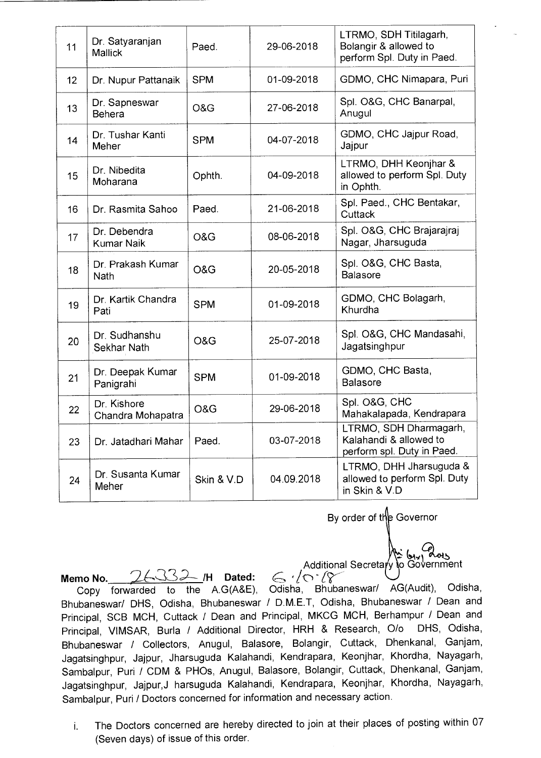| 11 | Dr. Satyaranjan Mallick | Paed. | 29-06-2018 | LTRMO, SDH Titilagarh, Bolangir & allowed to perform Spl. Duty in Paed. |
|---|---|---|---|---|
| 12 | Dr. Nupur Pattanaik | SPM | 01-09-2018 | GDMO, CHC Nimapara, Puri |
| 13 | Dr. Sapneswar Behera | O&G | 27-06-2018 | Spl. O&G, CHC Banarpal, Anugul |
| 14 | Dr. Tushar Kanti Meher | SPM | 04-07-2018 | GDMO, CHC Jajpur Road, Jajpur |
| 15 | Dr. Nibedita Moharana | Ophth. | 04-09-2018 | LTRMO, DHH Keonjhar & allowed to perform Spl. Duty in Ophth. |
| 16 | Dr. Rasmita Sahoo | Paed. | 21-06-2018 | Spl. Paed., CHC Bentakar, Cuttack |
| 17 | Dr. Debendra Kumar Naik | O&G | 08-06-2018 | Spl. O&G, CHC Brajarajraj Nagar, Jharsuguda |
| 18 | Dr. Prakash Kumar Nath | O&G | 20-05-2018 | Spl. O&G, CHC Basta, Balasore |
| 19 | Dr. Kartik Chandra Pati | SPM | 01-09-2018 | GDMO, CHC Bolagarh, Khurdha |
| 20 | Dr. Sudhanshu Sekhar Nath | O&G | 25-07-2018 | Spl. O&G, CHC Mandasahi, Jagatsinghpur |
| 21 | Dr. Deepak Kumar Panigrahi | SPM | 01-09-2018 | GDMO, CHC Basta, Balasore |
| 22 | Dr. Kishore Chandra Mohapatra | O&G | 29-06-2018 | Spl. O&G, CHC Mahakalapada, Kendrapara |
| 23 | Dr. Jatadhari Mahar | Paed. | 03-07-2018 | LTRMO, SDH Dharmagarh, Kalahandi & allowed to perform spl. Duty in Paed. |
| 24 | Dr. Susanta Kumar Meher | Skin & V.D | 04.09.2018 | LTRMO, DHH Jharsuguda & allowed to perform Spl. Duty in Skin & V.D |

By order of the Governor

Additional Secretary to Government

**Memo No.** 26332 **/H Dated:** 6.10.18

Copy forwarded to the A.G(A&E), Odisha, Bhubaneswar/ AG(Audit), Odisha, Bhubaneswar/ DHS, Odisha, Bhubaneswar / D.M.E.T, Odisha, Bhubaneswar / Dean and Principal, SCB MCH, Cuttack / Dean and Principal, MKCG MCH, Berhampur / Dean and Principal, VIMSAR, Burla / Additional Director, HRH & Research, O/o DHS, Odisha, Bhubaneswar / Collectors, Anugul, Balasore, Bolangir, Cuttack, Dhenkanal, Ganjam, Jagatsinghpur, Jajpur, Jharsuguda Kalahandi, Kendrapara, Keonjhar, Khordha, Nayagarh, Sambalpur, Puri / CDM & PHOs, Anugul, Balasore, Bolangir, Cuttack, Dhenkanal, Ganjam, Jagatsinghpur, Jajpur,J harsuguda Kalahandi, Kendrapara, Keonjhar, Khordha, Nayagarh, Sambalpur, Puri / Doctors concerned for information and necessary action.

i. The Doctors concerned are hereby directed to join at their places of posting within 07 (Seven days) of issue of this order.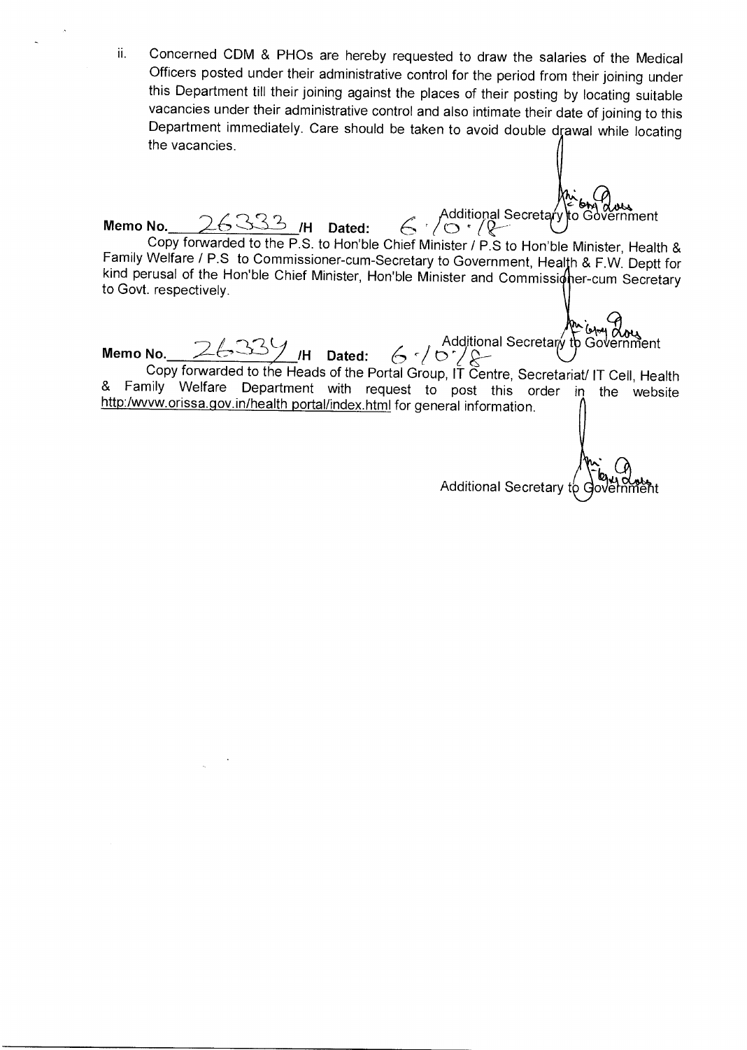ii. Concerned CDM & PHOs are hereby requested to draw the salaries of the Medical Officers posted under their administrative control for the period from their joining under this Department till their joining against the places of their posting by locating suitable vacancies under their administrative control and also intimate their date of joining to this Department immediately. Care should be taken to avoid double drawal while locating the vacancies.

Additional Secretary to Government

**Memo No.** 26333 **/H Dated:** 6/10/18

Copy forwarded to the P.S. to Hon'ble Chief Minister / P.S to Hon'ble Minister, Health & Family Welfare / P.S to Commissioner-cum-Secretary to Government, Health & F.W. Deptt for kind perusal of the Hon'ble Chief Minister, Hon'ble Minister and Commissioner-cum Secretary to Govt. respectively.

Additional Secretary to Government

**Memo No.** 26334 **/H Dated:** 6/10/18

Copy forwarded to the Heads of the Portal Group, IT Centre, Secretariat/ IT Cell, Health & Family Welfare Department with request to post this order in the website http:/wvvw.orissa.gov.in/health portal/index.html for general information.

Additional Secretary to Government